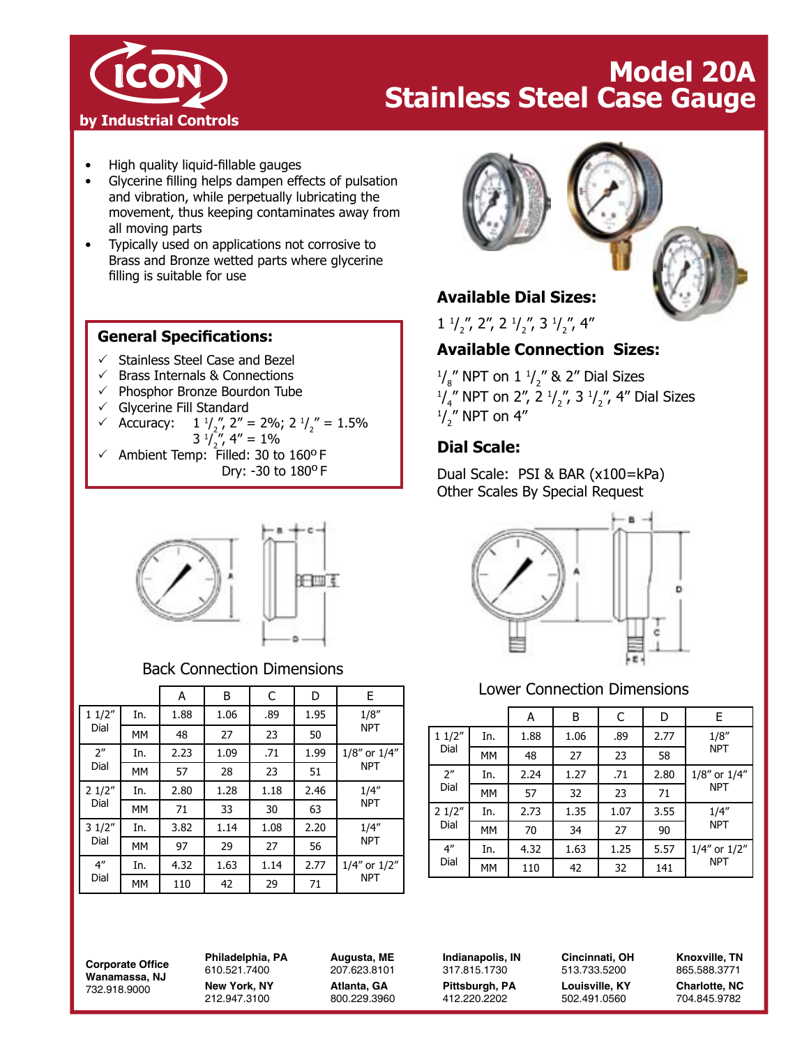# Model 20A Stainless Steel Case Gauge

**ICON by Industrial Controls**

- High quality liquid-fillable gauges
- Glycerine filling helps dampen effects of pulsation and vibration, while perpetually lubricating the movement, thus keeping contaminates away from all moving parts
- Typically used on applications not corrosive to Brass and Bronze wetted parts where glycerine filling is suitable for use

## General Specifications:

- ✓ Stainless Steel Case and Bezel
- ✓ Brass Internals & Connections
- ✓ Phosphor Bronze Bourdon Tube
- ✓ Glycerine Fill Standard
- ✓ Accuracy: 1 1/2", 2" = 2%; 2 1/2" = 1.5%; 3 1/2", 4" = 1%
- ✓ Ambient Temp: Filled: 30 to 160° F; Dry: -30 to 180° F

## Available Dial Sizes:

1 1/2", 2", 2 1/2", 3 1/2", 4"

## Available Connection Sizes:

1/8" NPT on 1 1/2" & 2" Dial Sizes
1/4" NPT on 2", 2 1/2", 3 1/2", 4" Dial Sizes
1/2" NPT on 4"

## Dial Scale:

Dual Scale: PSI & BAR (x100=kPa)
Other Scales By Special Request

### Back Connection Dimensions

| | | A | B | C | D | E |
|---|---|---|---|---|---|---|
| 1 1/2" Dial | In. | 1.88 | 1.06 | .89 | 1.95 | 1/8" NPT |
| | MM | 48 | 27 | 23 | 50 | |
| 2" Dial | In. | 2.23 | 1.09 | .71 | 1.99 | 1/8" or 1/4" NPT |
| | MM | 57 | 28 | 23 | 51 | |
| 2 1/2" Dial | In. | 2.80 | 1.28 | 1.18 | 2.46 | 1/4" NPT |
| | MM | 71 | 33 | 30 | 63 | |
| 3 1/2" Dial | In. | 3.82 | 1.14 | 1.08 | 2.20 | 1/4" NPT |
| | MM | 97 | 29 | 27 | 56 | |
| 4" Dial | In. | 4.32 | 1.63 | 1.14 | 2.77 | 1/4" or 1/2" NPT |
| | MM | 110 | 42 | 29 | 71 | |

### Lower Connection Dimensions

| | | A | B | C | D | E |
|---|---|---|---|---|---|---|
| 1 1/2" Dial | In. | 1.88 | 1.06 | .89 | 2.77 | 1/8" NPT |
| | MM | 48 | 27 | 23 | 58 | |
| 2" Dial | In. | 2.24 | 1.27 | .71 | 2.80 | 1/8" or 1/4" NPT |
| | MM | 57 | 32 | 23 | 71 | |
| 2 1/2" Dial | In. | 2.73 | 1.35 | 1.07 | 3.55 | 1/4" NPT |
| | MM | 70 | 34 | 27 | 90 | |
| 4" Dial | In. | 4.32 | 1.63 | 1.25 | 5.57 | 1/4" or 1/2" NPT |
| | MM | 110 | 42 | 32 | 141 | |

**Corporate Office Wanamassa, NJ** 732.918.9000

**Philadelphia, PA** 610.521.7400
**New York, NY** 212.947.3100
**Augusta, ME** 207.623.8101
**Atlanta, GA** 800.229.3960
**Indianapolis, IN** 317.815.1730
**Pittsburgh, PA** 412.220.2202
**Cincinnati, OH** 513.733.5200
**Louisville, KY** 502.491.0560
**Knoxville, TN** 865.588.3771
**Charlotte, NC** 704.845.9782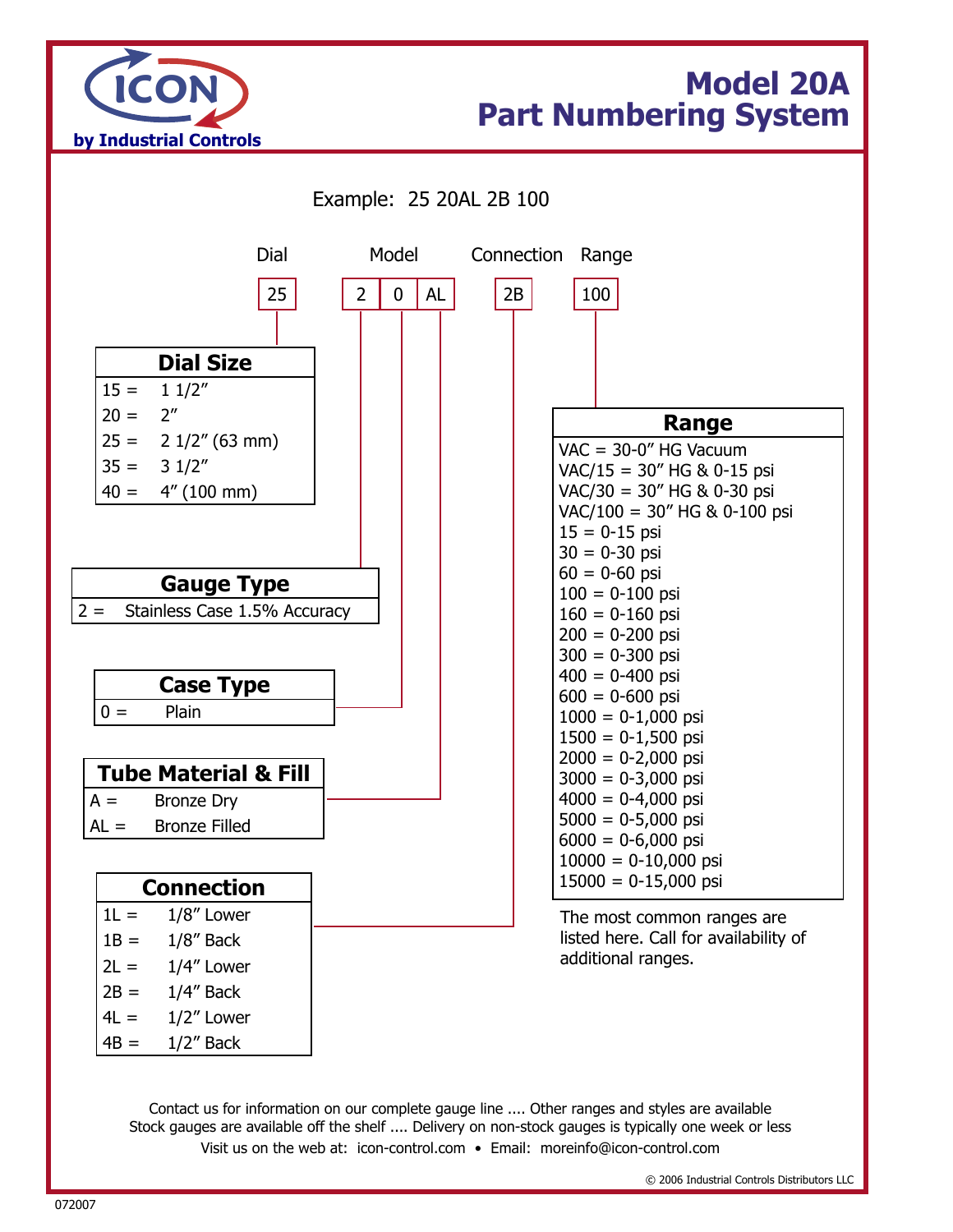ICON by Industrial Controls

# Model 20A Part Numbering System

Example: 25 20AL 2B 100

| Dial | Model | | | Connection | Range |
|---|---|---|---|---|---|
| 25 | 2 | 0 | AL | 2B | 100 |

## Dial Size

| Code | Size |
|---|---|
| 15 = | 1 1/2″ |
| 20 = | 2″ |
| 25 = | 2 1/2″ (63 mm) |
| 35 = | 3 1/2″ |
| 40 = | 4″ (100 mm) |

## Gauge Type

| Code | Type |
|---|---|
| 2 = | Stainless Case 1.5% Accuracy |

## Case Type

| Code | Type |
|---|---|
| 0 = | Plain |

## Tube Material & Fill

| Code | Material & Fill |
|---|---|
| A = | Bronze Dry |
| AL = | Bronze Filled |

## Connection

| Code | Connection |
|---|---|
| 1L = | 1/8″ Lower |
| 1B = | 1/8″ Back |
| 2L = | 1/4″ Lower |
| 2B = | 1/4″ Back |
| 4L = | 1/2″ Lower |
| 4B = | 1/2″ Back |

## Range

- VAC = 30-0″ HG Vacuum
- VAC/15 = 30″ HG & 0-15 psi
- VAC/30 = 30″ HG & 0-30 psi
- VAC/100 = 30″ HG & 0-100 psi
- 15 = 0-15 psi
- 30 = 0-30 psi
- 60 = 0-60 psi
- 100 = 0-100 psi
- 160 = 0-160 psi
- 200 = 0-200 psi
- 300 = 0-300 psi
- 400 = 0-400 psi
- 600 = 0-600 psi
- 1000 = 0-1,000 psi
- 1500 = 0-1,500 psi
- 2000 = 0-2,000 psi
- 3000 = 0-3,000 psi
- 4000 = 0-4,000 psi
- 5000 = 0-5,000 psi
- 6000 = 0-6,000 psi
- 10000 = 0-10,000 psi
- 15000 = 0-15,000 psi

The most common ranges are listed here. Call for availability of additional ranges.

Contact us for information on our complete gauge line .... Other ranges and styles are available
Stock gauges are available off the shelf .... Delivery on non-stock gauges is typically one week or less
Visit us on the web at: icon-control.com • Email: moreinfo@icon-control.com

© 2006 Industrial Controls Distributors LLC

072007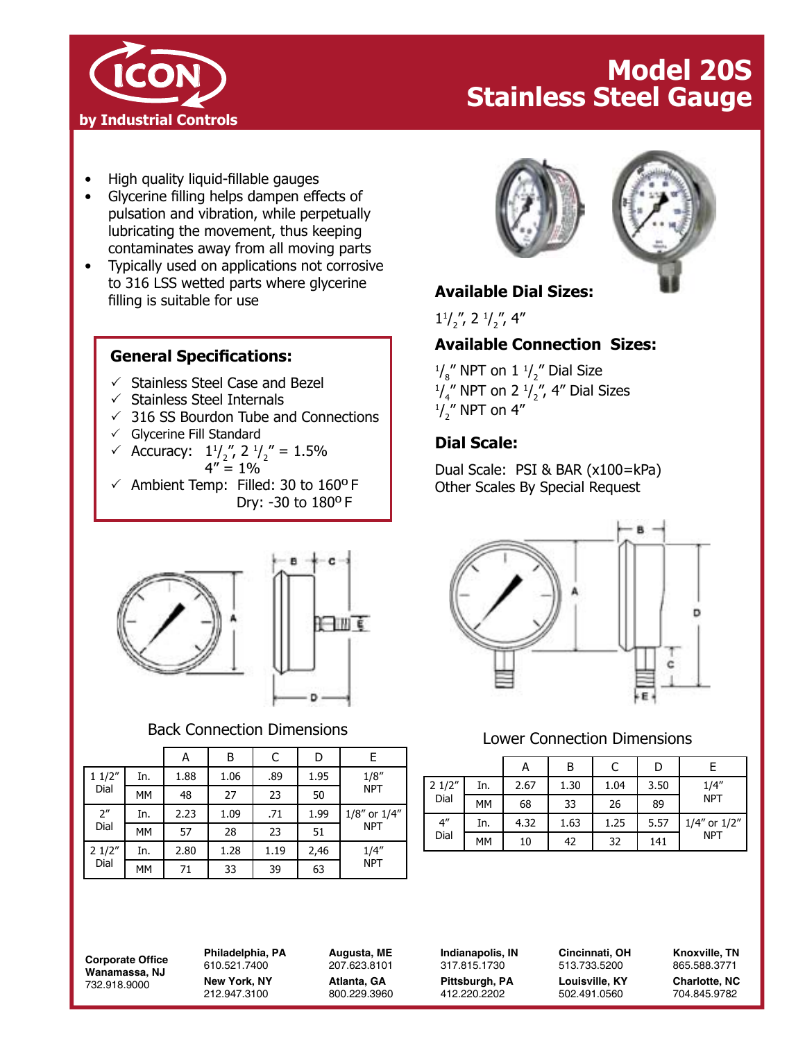# ICON by Industrial Controls

# Model 20S Stainless Steel Gauge

- High quality liquid-fillable gauges
- Glycerine filling helps dampen effects of pulsation and vibration, while perpetually lubricating the movement, thus keeping contaminates away from all moving parts
- Typically used on applications not corrosive to 316 LSS wetted parts where glycerine filling is suitable for use

## General Specifications:

- ✓ Stainless Steel Case and Bezel
- ✓ Stainless Steel Internals
- ✓ 316 SS Bourdon Tube and Connections
- ✓ Glycerine Fill Standard
- ✓ Accuracy: $1^1/_2$″, $2\ ^1/_2$″ = 1.5%
  4″ = 1%
- ✓ Ambient Temp: Filled: 30 to 160° F
  Dry: -30 to 180° F

## Available Dial Sizes:

$1^1/_2$″, $2\ ^1/_2$″, 4″

## Available Connection Sizes:

$^1/_8$″ NPT on $1\ ^1/_2$″ Dial Size
$^1/_4$″ NPT on $2\ ^1/_2$″, 4″ Dial Sizes
$^1/_2$″ NPT on 4″

## Dial Scale:

Dual Scale: PSI & BAR (x100=kPa)
Other Scales By Special Request

### Back Connection Dimensions

| | | A | B | C | D | E |
|---|---|---|---|---|---|---|
| 1 1/2″ Dial | In. | 1.88 | 1.06 | .89 | 1.95 | 1/8″ NPT |
| | MM | 48 | 27 | 23 | 50 | |
| 2″ Dial | In. | 2.23 | 1.09 | .71 | 1.99 | 1/8″ or 1/4″ NPT |
| | MM | 57 | 28 | 23 | 51 | |
| 2 1/2″ Dial | In. | 2.80 | 1.28 | 1.19 | 2,46 | 1/4″ NPT |
| | MM | 71 | 33 | 39 | 63 | |

### Lower Connection Dimensions

| | | A | B | C | D | E |
|---|---|---|---|---|---|---|
| 2 1/2″ Dial | In. | 2.67 | 1.30 | 1.04 | 3.50 | 1/4″ NPT |
| | MM | 68 | 33 | 26 | 89 | |
| 4″ Dial | In. | 4.32 | 1.63 | 1.25 | 5.57 | 1/4″ or 1/2″ NPT |
| | MM | 10 | 42 | 32 | 141 | |

**Corporate Office**
**Wanamassa, NJ**
732.918.9000

**Philadelphia, PA**
610.521.7400

**New York, NY**
212.947.3100

**Augusta, ME**
207.623.8101

**Atlanta, GA**
800.229.3960

**Indianapolis, IN**
317.815.1730

**Pittsburgh, PA**
412.220.2202

**Cincinnati, OH**
513.733.5200

**Louisville, KY**
502.491.0560

**Knoxville, TN**
865.588.3771

**Charlotte, NC**
704.845.9782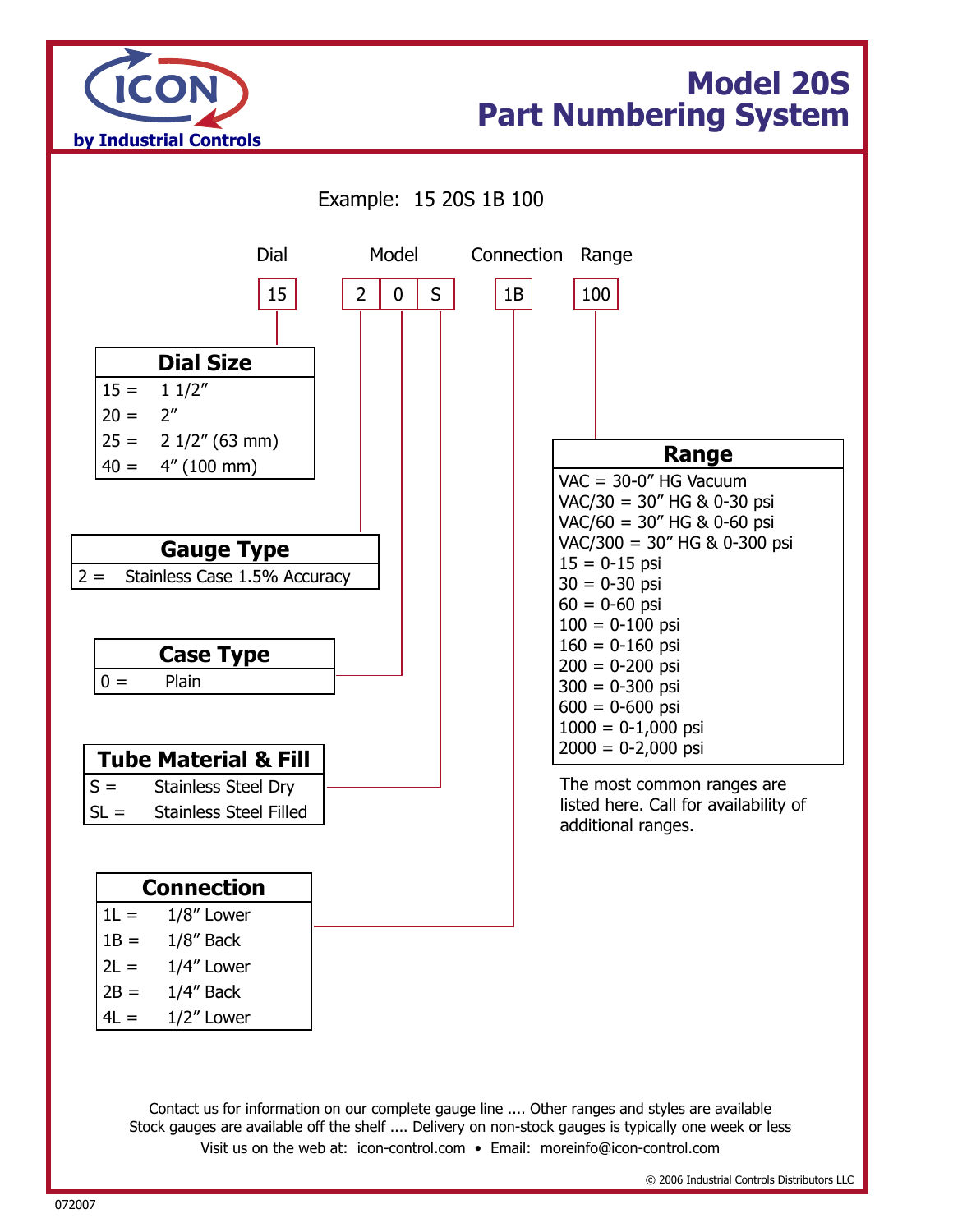ICON by Industrial Controls

# Model 20S Part Numbering System

Example: 15 20S 1B 100

| Dial | Model | | | Connection | Range |
|---|---|---|---|---|---|
| 15 | 2 | 0 | S | 1B | 100 |

## Dial Size

| | |
|---|---|
| 15 = | 1 1/2″ |
| 20 = | 2″ |
| 25 = | 2 1/2″ (63 mm) |
| 40 = | 4″ (100 mm) |

## Gauge Type

| | |
|---|---|
| 2 = | Stainless Case 1.5% Accuracy |

## Case Type

| | |
|---|---|
| 0 = | Plain |

## Tube Material & Fill

| | |
|---|---|
| S = | Stainless Steel Dry |
| SL = | Stainless Steel Filled |

## Connection

| | |
|---|---|
| 1L = | 1/8″ Lower |
| 1B = | 1/8″ Back |
| 2L = | 1/4″ Lower |
| 2B = | 1/4″ Back |
| 4L = | 1/2″ Lower |

## Range

- VAC = 30-0″ HG Vacuum
- VAC/30 = 30″ HG & 0-30 psi
- VAC/60 = 30″ HG & 0-60 psi
- VAC/300 = 30″ HG & 0-300 psi
- 15 = 0-15 psi
- 30 = 0-30 psi
- 60 = 0-60 psi
- 100 = 0-100 psi
- 160 = 0-160 psi
- 200 = 0-200 psi
- 300 = 0-300 psi
- 600 = 0-600 psi
- 1000 = 0-1,000 psi
- 2000 = 0-2,000 psi

The most common ranges are listed here. Call for availability of additional ranges.

Contact us for information on our complete gauge line .... Other ranges and styles are available
Stock gauges are available off the shelf .... Delivery on non-stock gauges is typically one week or less
Visit us on the web at: icon-control.com • Email: moreinfo@icon-control.com

© 2006 Industrial Controls Distributors LLC

072007